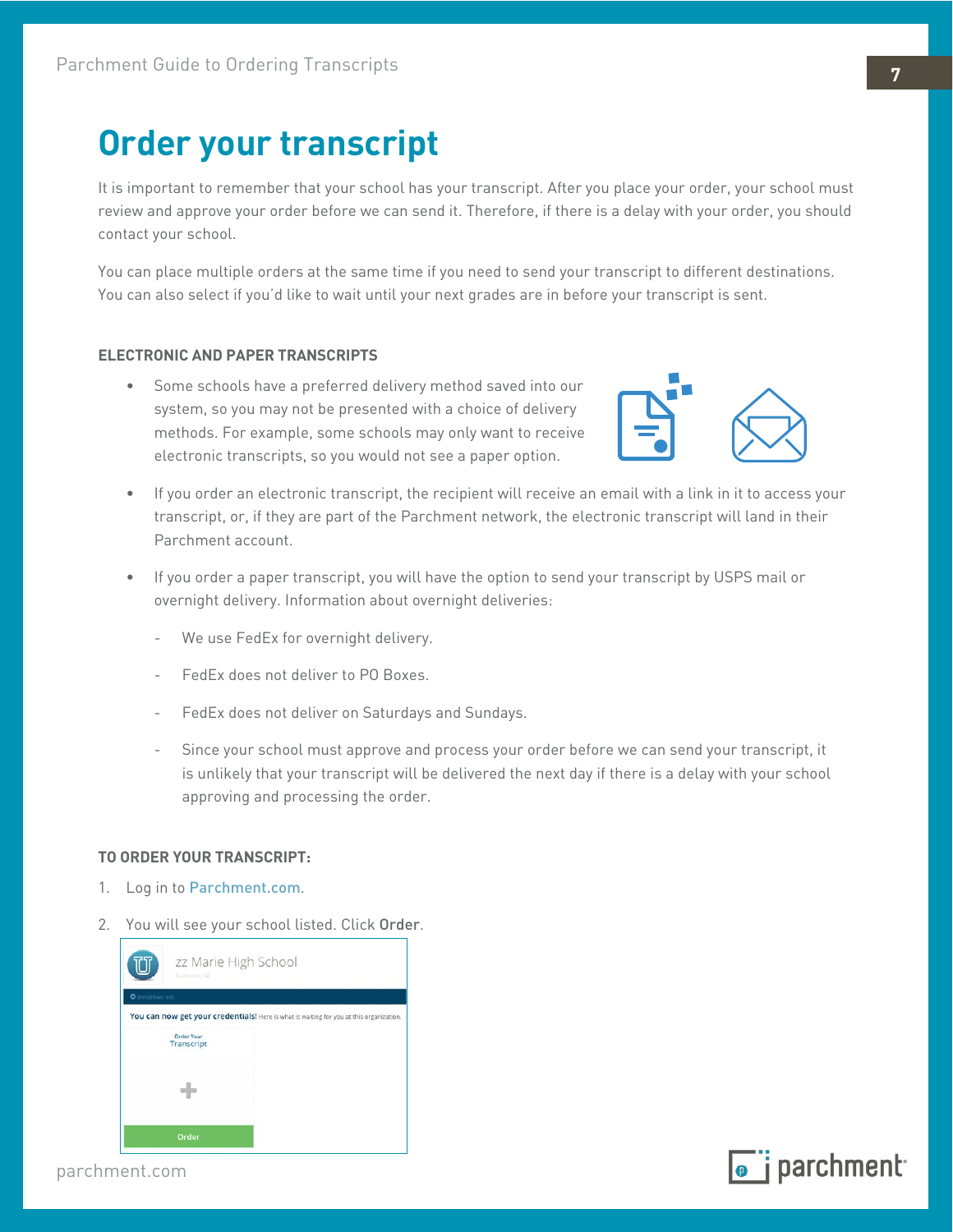# Order your transcript

It is important to remember that your school has your transcript. After you place your order, your school must review and approve your order before we can send it. Therefore, if there is a delay with your order, you should contact your school.

You can place multiple orders at the same time if you need to send your transcript to different destinations. You can also select if you'd like to wait until your next grades are in before your transcript is sent.

### ELECTRONIC AND PAPER TRANSCRIPTS

- Some schools have a preferred delivery method saved into our system, so you may not be presented with a choice of delivery methods. For example, some schools may only want to receive electronic transcripts, so you would not see a paper option.
- If you order an electronic transcript, the recipient will receive an email with a link in it to access your transcript, or, if they are part of the Parchment network, the electronic transcript will land in their Parchment account.
- If you order a paper transcript, you will have the option to send your transcript by USPS mail or overnight delivery. Information about overnight deliveries:
  - We use FedEx for overnight delivery.
  - FedEx does not deliver to PO Boxes.
  - FedEx does not deliver on Saturdays and Sundays.
  - Since your school must approve and process your order before we can send your transcript, it is unlikely that your transcript will be delivered the next day if there is a delay with your school approving and processing the order.

### TO ORDER YOUR TRANSCRIPT:

1. Log in to Parchment.com.
2. You will see your school listed. Click **Order**.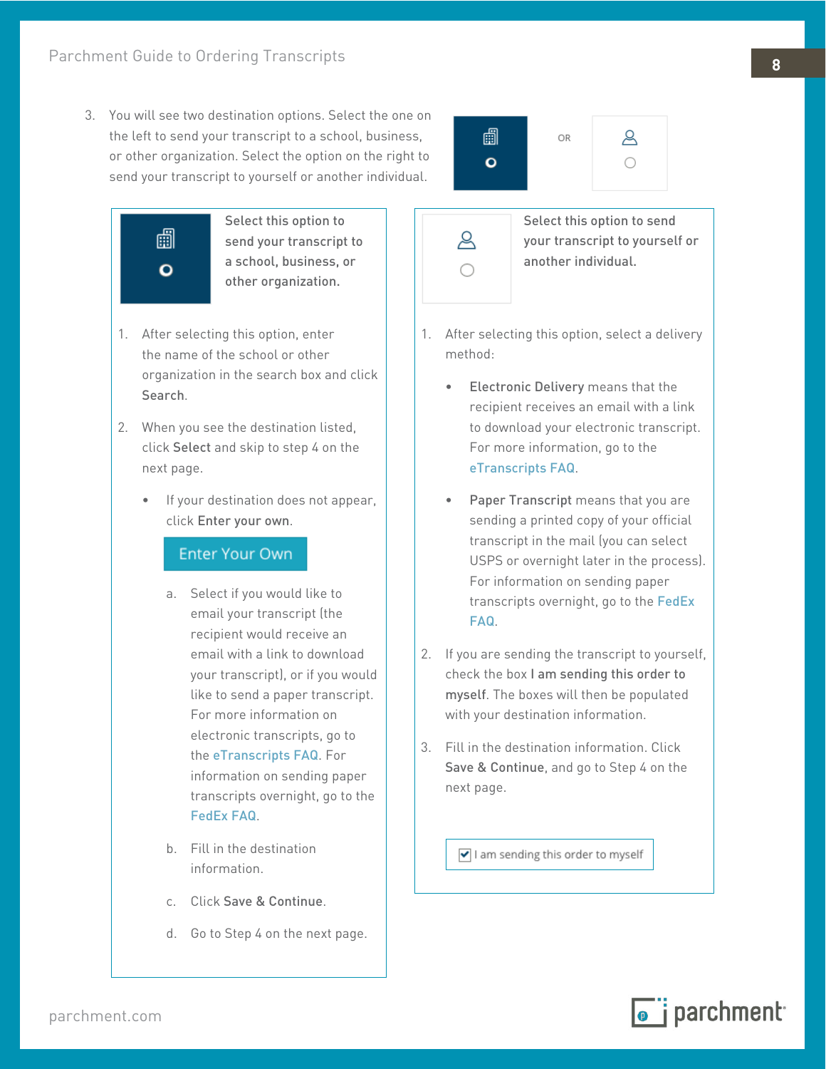3. You will see two destination options. Select the one on the left to send your transcript to a school, business, or other organization. Select the option on the right to send your transcript to yourself or another individual.

OR

**Select this option to send your transcript to a school, business, or other organization.**

1. After selecting this option, enter the name of the school or other organization in the search box and click **Search**.
2. When you see the destination listed, click **Select** and skip to step 4 on the next page.
   - If your destination does not appear, click **Enter your own**.

   Enter Your Own

   a. Select if you would like to email your transcript (the recipient would receive an email with a link to download your transcript), or if you would like to send a paper transcript. For more information on electronic transcripts, go to the eTranscripts FAQ. For information on sending paper transcripts overnight, go to the FedEx FAQ.

   b. Fill in the destination information.

   c. Click **Save & Continue**.

   d. Go to Step 4 on the next page.

**Select this option to send your transcript to yourself or another individual.**

1. After selecting this option, select a delivery method:
   - **Electronic Delivery** means that the recipient receives an email with a link to download your electronic transcript. For more information, go to the eTranscripts FAQ.
   - **Paper Transcript** means that you are sending a printed copy of your official transcript in the mail (you can select USPS or overnight later in the process). For information on sending paper transcripts overnight, go to the FedEx FAQ.
2. If you are sending the transcript to yourself, check the box **I am sending this order to myself**. The boxes will then be populated with your destination information.
3. Fill in the destination information. Click **Save & Continue**, and go to Step 4 on the next page.

☑ I am sending this order to myself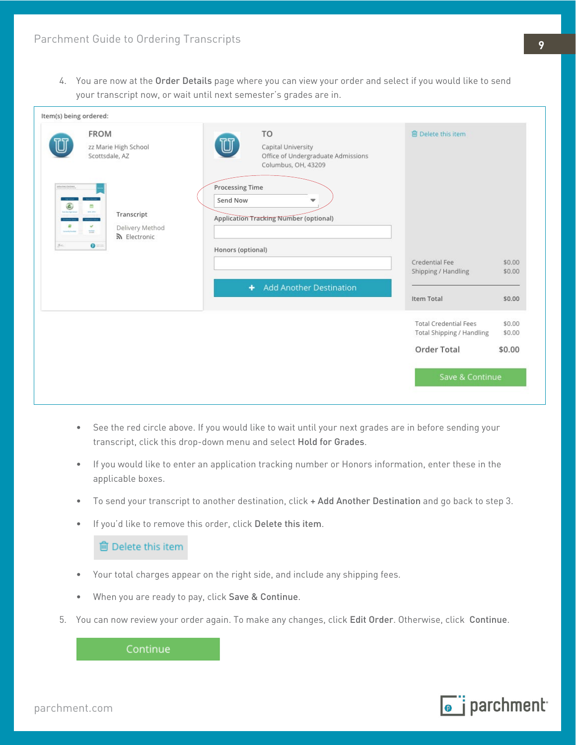4. You are now at the **Order Details** page where you can view your order and select if you would like to send your transcript now, or wait until next semester's grades are in.

Item(s) being ordered:

FROM
zz Marie High School
Scottsdale, AZ

Transcript
Delivery Method
Electronic

TO
Capital University
Office of Undergraduate Admissions
Columbus, OH, 43209

Processing Time
Send Now

Application Tracking Number (optional)

Honors (optional)

+ Add Another Destination

Delete this item

| | |
|---|---|
| Credential Fee | $0.00 |
| Shipping / Handling | $0.00 |
| Item Total | $0.00 |

| | |
|---|---|
| Total Credential Fees | $0.00 |
| Total Shipping / Handling | $0.00 |
| **Order Total** | **$0.00** |

Save & Continue

- See the red circle above. If you would like to wait until your next grades are in before sending your transcript, click this drop-down menu and select **Hold for Grades**.
- If you would like to enter an application tracking number or Honors information, enter these in the applicable boxes.
- To send your transcript to another destination, click **+ Add Another Destination** and go back to step 3.
- If you'd like to remove this order, click **Delete this item**.

  Delete this item

- Your total charges appear on the right side, and include any shipping fees.
- When you are ready to pay, click **Save & Continue**.

5. You can now review your order again. To make any changes, click **Edit Order**. Otherwise, click **Continue**.

Continue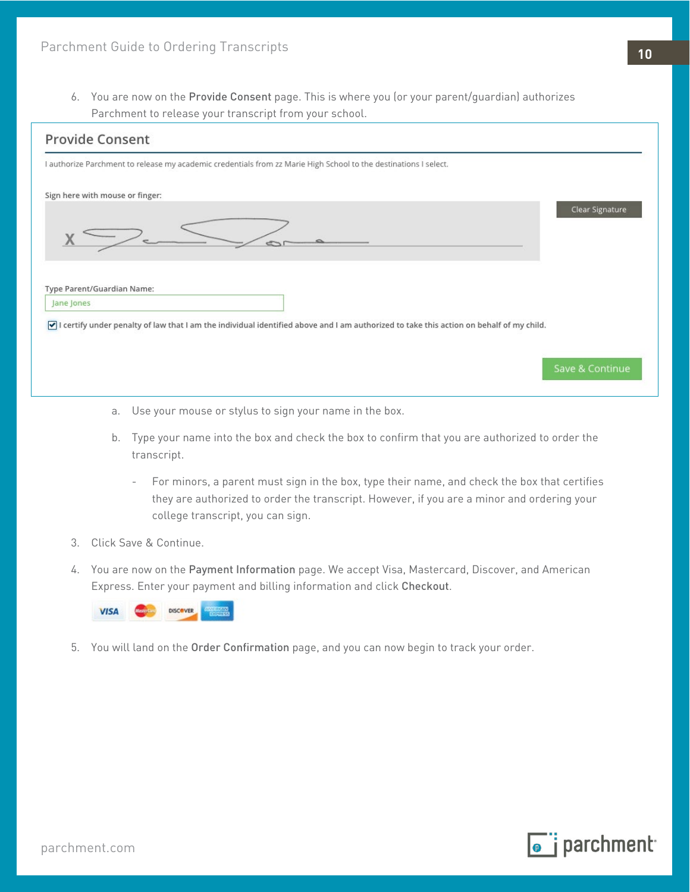6. You are now on the **Provide Consent** page. This is where you (or your parent/guardian) authorizes Parchment to release your transcript from your school.

## Provide Consent

I authorize Parchment to release my academic credentials from zz Marie High School to the destinations I select.

Sign here with mouse or finger:

X

Clear Signature

Type Parent/Guardian Name:

Jane Jones

☑ I certify under penalty of law that I am the individual identified above and I am authorized to take this action on behalf of my child.

Save & Continue

   a. Use your mouse or stylus to sign your name in the box.

   b. Type your name into the box and check the box to confirm that you are authorized to order the transcript.

      - For minors, a parent must sign in the box, type their name, and check the box that certifies they are authorized to order the transcript. However, if you are a minor and ordering your college transcript, you can sign.

3. Click Save & Continue.

4. You are now on the **Payment Information** page. We accept Visa, Mastercard, Discover, and American Express. Enter your payment and billing information and click **Checkout**.

   VISA | MasterCard | DISCOVER | AMERICAN EXPRESS

5. You will land on the **Order Confirmation** page, and you can now begin to track your order.